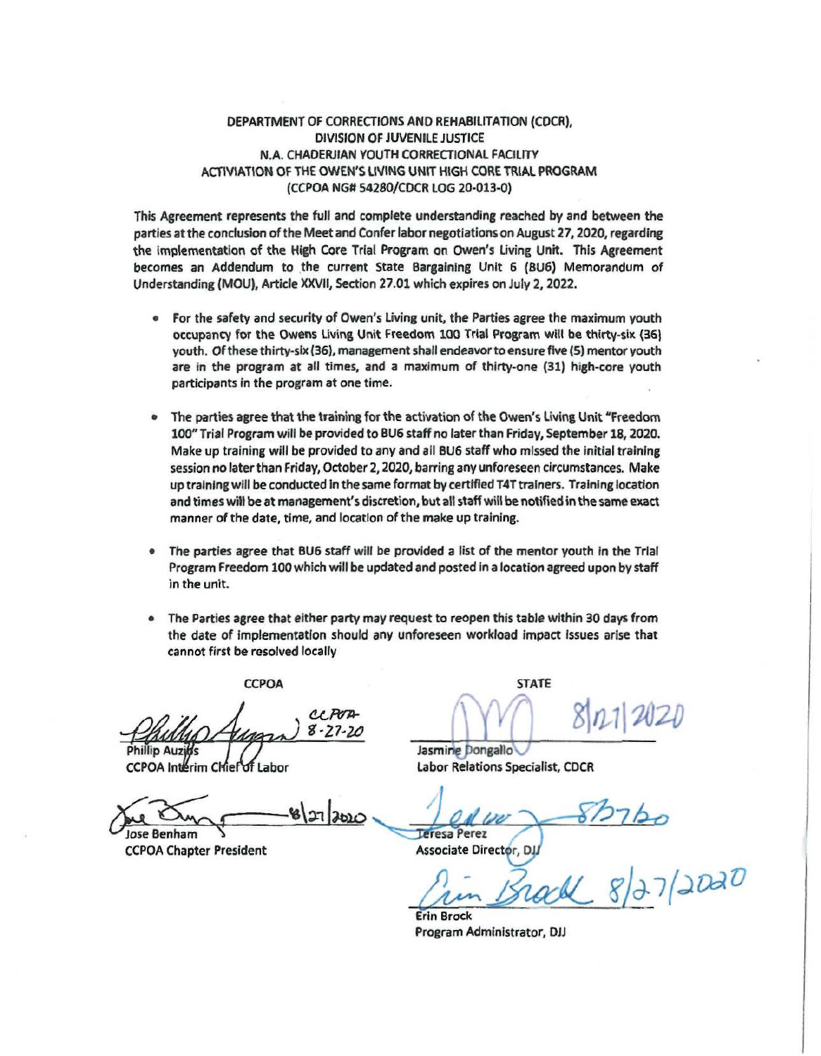# DEPARTMENT OF CORRECTIONS AND REHABILITATION (CDCR), DIVISION OF JUVENILE JUSTICE N.A. CHADERJIAN YOUTH CORRECTIONAL FACILITY ACTIVIATION OF THE OWEN'S LIVING UNIT HIGH CORE TRIAL PROGRAM (CCPOA NG# 54280/CDCR LOG 20-013-0)

This Agreement represents the full and complete understanding reached by and between the parties at the conclusion of the Meet and Confer labor negotiations on August 27, 2020, regarding the implementation of the High Core Trial Program on Owen's Living Unit. This Agreement becomes an Addendum to the current State Bargaining Unit 6 (BU6) Memorandum of Understanding (MOU), Article XXVII, Section 27.01 which expires on July 2, 2022.

- For the safety and security of Owen's Living unit, the Parties agree the maximum youth occupancy for the Owens Living Unit Freedom 100 Trial Program will be thirty-six (36) youth. Of these thirty-six (36), management shall endeavor to ensure five (5) mentor youth are in the program at all times, and a maximum of thirty-one (31) high-core youth participants in the program at one time.

- The parties agree that the training for the activation of the Owen's Living Unit "Freedom 100" Trial Program will be provided to BU6 staff no later than Friday, September 18, 2020. Make up training will be provided to any and all BU6 staff who missed the initial training session no later than Friday, October 2, 2020, barring any unforeseen circumstances. Make up training will be conducted in the same format by certified T4T trainers. Training location and times will be at management's discretion, but all staff will be notified in the same exact manner of the date, time, and location of the make up training.

- The parties agree that BU6 staff will be provided a list of the mentor youth in the Trial Program Freedom 100 which will be updated and posted in a location agreed upon by staff in the unit.

- The Parties agree that either party may request to reopen this table within 30 days from the date of implementation should any unforeseen workload impact issues arise that cannot first be resolved locally

| CCPOA | STATE |
|---|---|
| CCPOA 8-27-20<br>Phillip Auzins<br>CCPOA Interim Chief of Labor | 8/27/2020<br>Jasmine Dongallo<br>Labor Relations Specialist, CDCR |
| 8/27/2020<br>Jose Benham<br>CCPOA Chapter President | 8/27/20<br>Teresa Perez<br>Associate Director, DJJ |
| | 8/27/2020<br>Erin Brock<br>Program Administrator, DJJ |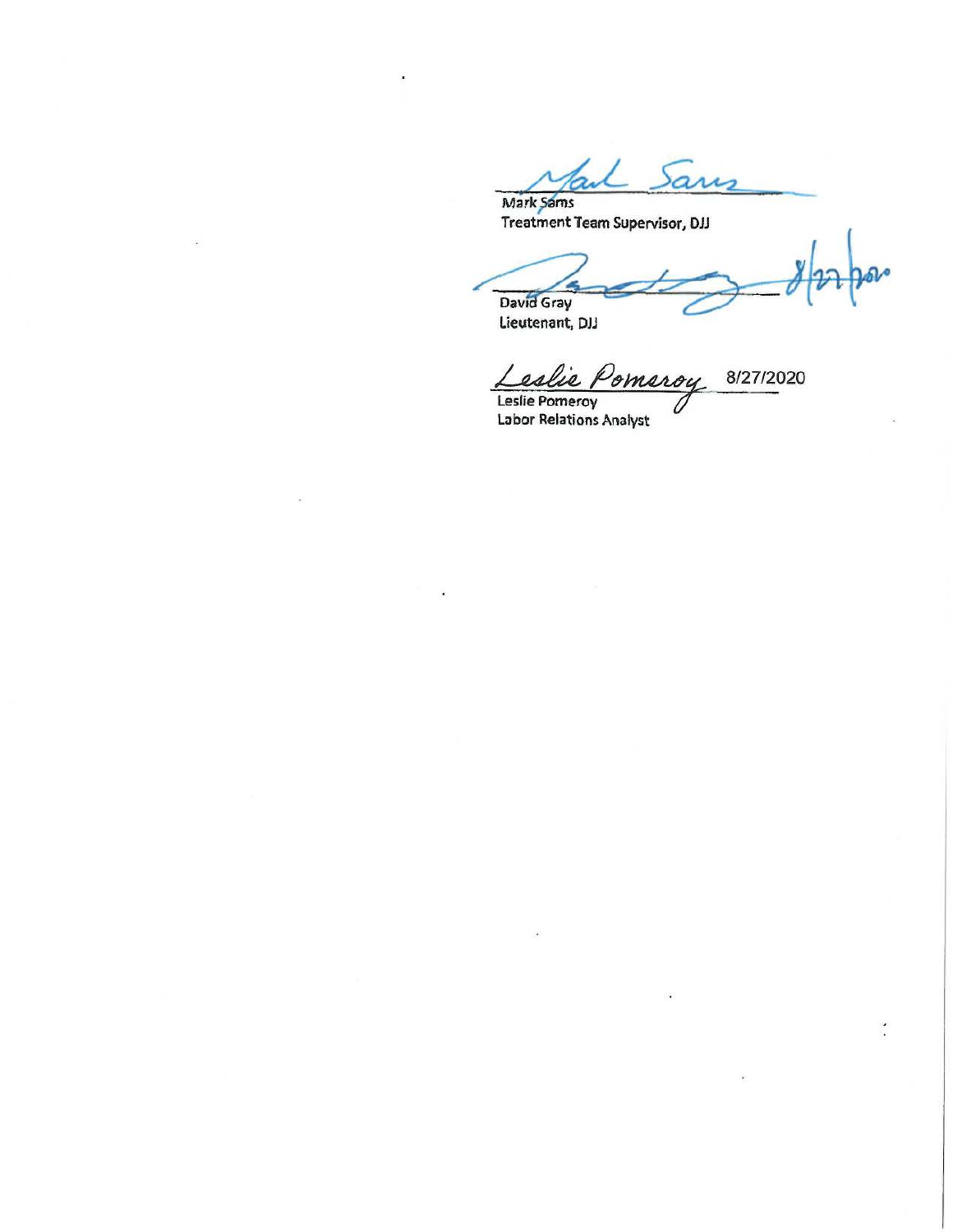Mark Sams
Treatment Team Supervisor, DJJ

8/27/2020

David Gray
Lieutenant, DJJ

8/27/2020

Leslie Pomeroy
Labor Relations Analyst